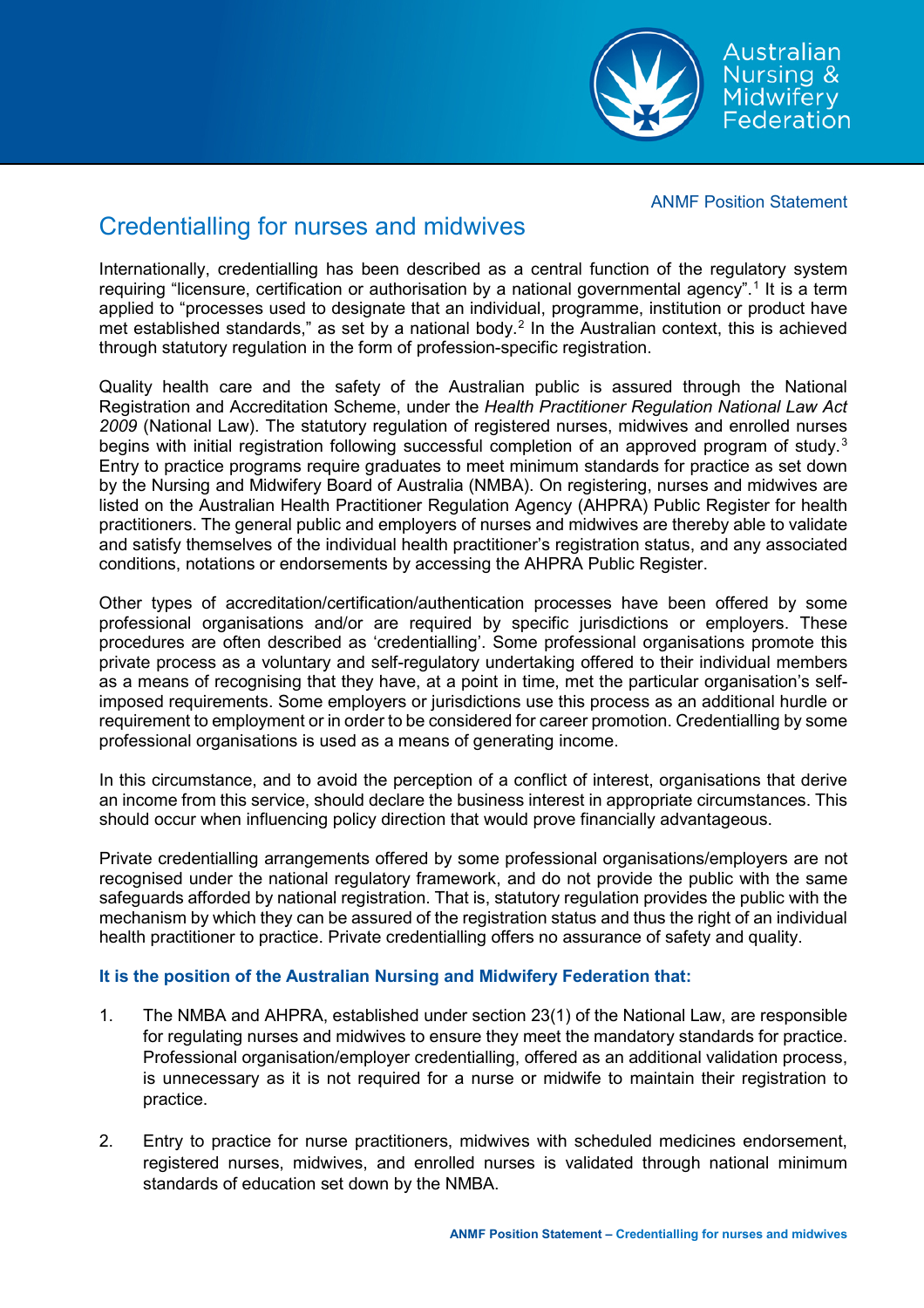ANMF Position Statement

# Credentialling for nurses and midwives

Internationally, credentialling has been described as a central function of the regulatory system requiring "licensure, certification or authorisation by a national governmental agency".[1] It is a term applied to "processes used to designate that an individual, programme, institution or product have met established standards," as set by a national body.[2] In the Australian context, this is achieved through statutory regulation in the form of profession-specific registration.

Quality health care and the safety of the Australian public is assured through the National Registration and Accreditation Scheme, under the *Health Practitioner Regulation National Law Act 2009* (National Law). The statutory regulation of registered nurses, midwives and enrolled nurses begins with initial registration following successful completion of an approved program of study.[3] Entry to practice programs require graduates to meet minimum standards for practice as set down by the Nursing and Midwifery Board of Australia (NMBA). On registering, nurses and midwives are listed on the Australian Health Practitioner Regulation Agency (AHPRA) Public Register for health practitioners. The general public and employers of nurses and midwives are thereby able to validate and satisfy themselves of the individual health practitioner's registration status, and any associated conditions, notations or endorsements by accessing the AHPRA Public Register.

Other types of accreditation/certification/authentication processes have been offered by some professional organisations and/or are required by specific jurisdictions or employers. These procedures are often described as 'credentialling'. Some professional organisations promote this private process as a voluntary and self-regulatory undertaking offered to their individual members as a means of recognising that they have, at a point in time, met the particular organisation's self-imposed requirements. Some employers or jurisdictions use this process as an additional hurdle or requirement to employment or in order to be considered for career promotion. Credentialling by some professional organisations is used as a means of generating income.

In this circumstance, and to avoid the perception of a conflict of interest, organisations that derive an income from this service, should declare the business interest in appropriate circumstances. This should occur when influencing policy direction that would prove financially advantageous.

Private credentialling arrangements offered by some professional organisations/employers are not recognised under the national regulatory framework, and do not provide the public with the same safeguards afforded by national registration. That is, statutory regulation provides the public with the mechanism by which they can be assured of the registration status and thus the right of an individual health practitioner to practice. Private credentialling offers no assurance of safety and quality.

**It is the position of the Australian Nursing and Midwifery Federation that:**

1. The NMBA and AHPRA, established under section 23(1) of the National Law, are responsible for regulating nurses and midwives to ensure they meet the mandatory standards for practice. Professional organisation/employer credentialling, offered as an additional validation process, is unnecessary as it is not required for a nurse or midwife to maintain their registration to practice.

2. Entry to practice for nurse practitioners, midwives with scheduled medicines endorsement, registered nurses, midwives, and enrolled nurses is validated through national minimum standards of education set down by the NMBA.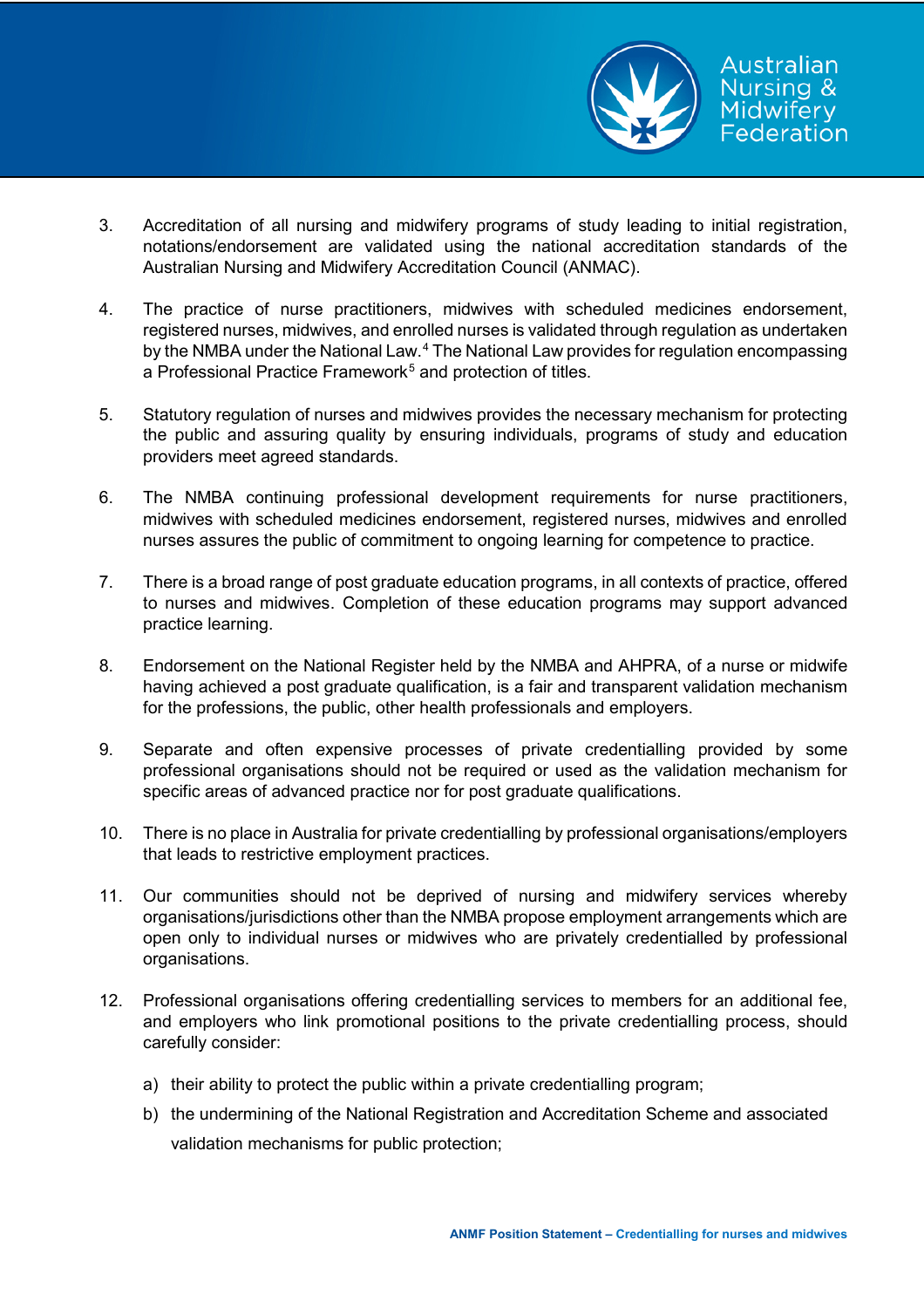3. Accreditation of all nursing and midwifery programs of study leading to initial registration, notations/endorsement are validated using the national accreditation standards of the Australian Nursing and Midwifery Accreditation Council (ANMAC).

4. The practice of nurse practitioners, midwives with scheduled medicines endorsement, registered nurses, midwives, and enrolled nurses is validated through regulation as undertaken by the NMBA under the National Law.[4] The National Law provides for regulation encompassing a Professional Practice Framework[5] and protection of titles.

5. Statutory regulation of nurses and midwives provides the necessary mechanism for protecting the public and assuring quality by ensuring individuals, programs of study and education providers meet agreed standards.

6. The NMBA continuing professional development requirements for nurse practitioners, midwives with scheduled medicines endorsement, registered nurses, midwives and enrolled nurses assures the public of commitment to ongoing learning for competence to practice.

7. There is a broad range of post graduate education programs, in all contexts of practice, offered to nurses and midwives. Completion of these education programs may support advanced practice learning.

8. Endorsement on the National Register held by the NMBA and AHPRA, of a nurse or midwife having achieved a post graduate qualification, is a fair and transparent validation mechanism for the professions, the public, other health professionals and employers.

9. Separate and often expensive processes of private credentialling provided by some professional organisations should not be required or used as the validation mechanism for specific areas of advanced practice nor for post graduate qualifications.

10. There is no place in Australia for private credentialling by professional organisations/employers that leads to restrictive employment practices.

11. Our communities should not be deprived of nursing and midwifery services whereby organisations/jurisdictions other than the NMBA propose employment arrangements which are open only to individual nurses or midwives who are privately credentialled by professional organisations.

12. Professional organisations offering credentialling services to members for an additional fee, and employers who link promotional positions to the private credentialling process, should carefully consider:

    a) their ability to protect the public within a private credentialling program;

    b) the undermining of the National Registration and Accreditation Scheme and associated validation mechanisms for public protection;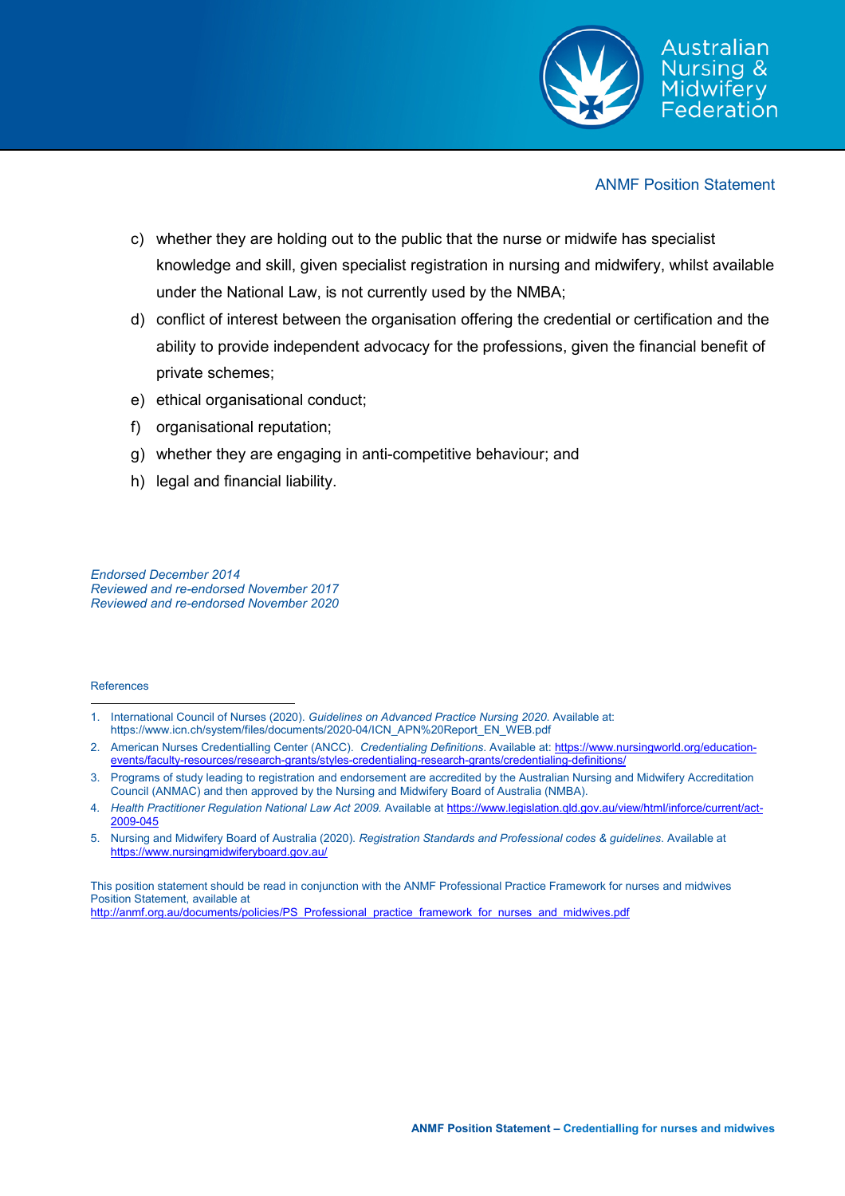c) whether they are holding out to the public that the nurse or midwife has specialist knowledge and skill, given specialist registration in nursing and midwifery, whilst available under the National Law, is not currently used by the NMBA;

d) conflict of interest between the organisation offering the credential or certification and the ability to provide independent advocacy for the professions, given the financial benefit of private schemes;

e) ethical organisational conduct;

f) organisational reputation;

g) whether they are engaging in anti-competitive behaviour; and

h) legal and financial liability.

*Endorsed December 2014*
*Reviewed and re-endorsed November 2017*
*Reviewed and re-endorsed November 2020*

References

1. International Council of Nurses (2020). *Guidelines on Advanced Practice Nursing 2020.* Available at: https://www.icn.ch/system/files/documents/2020-04/ICN_APN%20Report_EN_WEB.pdf
2. American Nurses Credentialling Center (ANCC). *Credentialing Definitions*. Available at: https://www.nursingworld.org/education-events/faculty-resources/research-grants/styles-credentialing-research-grants/credentialing-definitions/
3. Programs of study leading to registration and endorsement are accredited by the Australian Nursing and Midwifery Accreditation Council (ANMAC) and then approved by the Nursing and Midwifery Board of Australia (NMBA).
4. *Health Practitioner Regulation National Law Act 2009.* Available at https://www.legislation.qld.gov.au/view/html/inforce/current/act-2009-045
5. Nursing and Midwifery Board of Australia (2020). *Registration Standards and Professional codes & guidelines*. Available at https://www.nursingmidwiferyboard.gov.au/

This position statement should be read in conjunction with the ANMF Professional Practice Framework for nurses and midwives Position Statement, available at http://anmf.org.au/documents/policies/PS_Professional_practice_framework_for_nurses_and_midwives.pdf